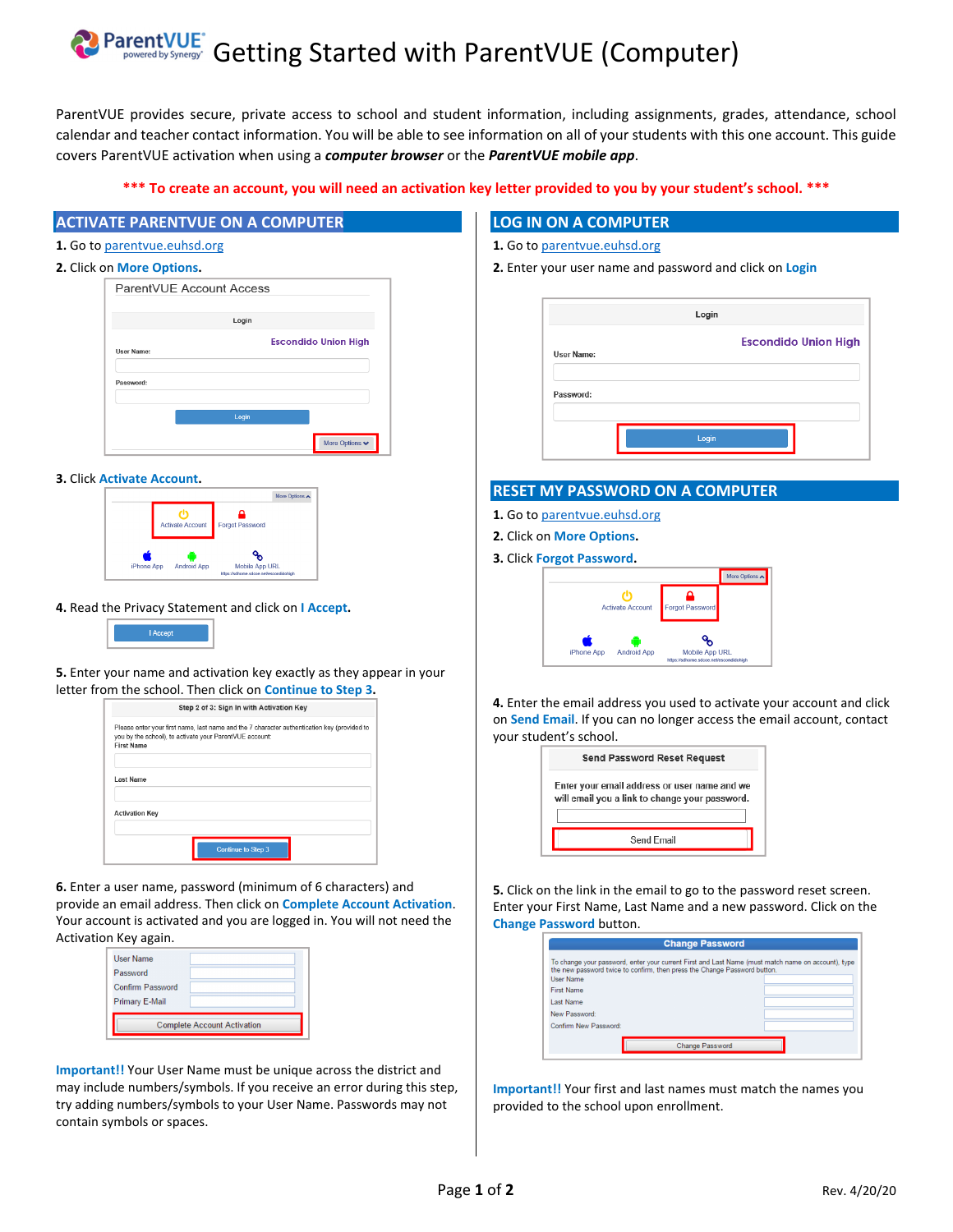# Getting Started with ParentVUE (Computer)

ParentVUE provides secure, private access to school and student information, including assignments, grades, attendance, school calendar and teacher contact information. You will be able to see information on all of your students with this one account. This guide covers ParentVUE activation when using a ***computer browser*** or the ***ParentVUE mobile app***.

**\*\*\* To create an account, you will need an activation key letter provided to you by your student's school. \*\*\***

## ACTIVATE PARENTVUE ON A COMPUTER

**1.** Go to parentvue.euhsd.org

**2.** Click on **More Options.**

**3.** Click **Activate Account.**

**4.** Read the Privacy Statement and click on **I Accept.**

**5.** Enter your name and activation key exactly as they appear in your letter from the school. Then click on **Continue to Step 3.**

**6.** Enter a user name, password (minimum of 6 characters) and provide an email address. Then click on **Complete Account Activation**. Your account is activated and you are logged in. You will not need the Activation Key again.

**Important!!** Your User Name must be unique across the district and may include numbers/symbols. If you receive an error during this step, try adding numbers/symbols to your User Name. Passwords may not contain symbols or spaces.

## LOG IN ON A COMPUTER

**1.** Go to parentvue.euhsd.org

**2.** Enter your user name and password and click on **Login**

## RESET MY PASSWORD ON A COMPUTER

**1.** Go to parentvue.euhsd.org

**2.** Click on **More Options.**

**3.** Click **Forgot Password.**

**4.** Enter the email address you used to activate your account and click on **Send Email**. If you can no longer access the email account, contact your student's school.

**5.** Click on the link in the email to go to the password reset screen. Enter your First Name, Last Name and a new password. Click on the **Change Password** button.

**Important!!** Your first and last names must match the names you provided to the school upon enrollment.

Rev. 4/20/20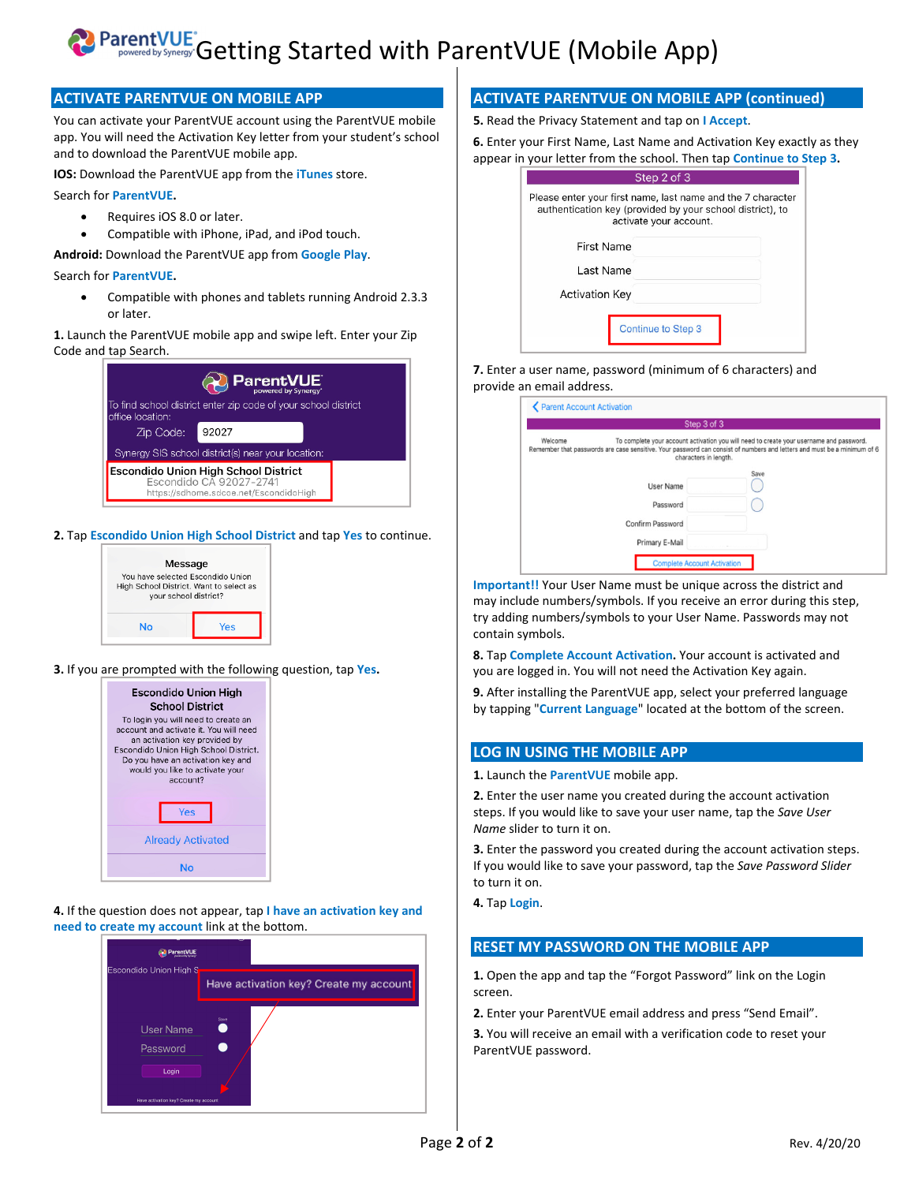# Getting Started with ParentVUE (Mobile App)

## ACTIVATE PARENTVUE ON MOBILE APP

You can activate your ParentVUE account using the ParentVUE mobile app. You will need the Activation Key letter from your student's school and to download the ParentVUE mobile app.

**IOS:** Download the ParentVUE app from the iTunes store.

Search for **ParentVUE.**

- Requires iOS 8.0 or later.
- Compatible with iPhone, iPad, and iPod touch.

**Android:** Download the ParentVUE app from Google Play.

Search for **ParentVUE.**

- Compatible with phones and tablets running Android 2.3.3 or later.

**1.** Launch the ParentVUE mobile app and swipe left. Enter your Zip Code and tap Search.

**2.** Tap **Escondido Union High School District** and tap **Yes** to continue.

**3.** If you are prompted with the following question, tap **Yes.**

**4.** If the question does not appear, tap **I have an activation key and need to create my account** link at the bottom.

## ACTIVATE PARENTVUE ON MOBILE APP (continued)

**5.** Read the Privacy Statement and tap on **I Accept**.

**6.** Enter your First Name, Last Name and Activation Key exactly as they appear in your letter from the school. Then tap **Continue to Step 3.**

**7.** Enter a user name, password (minimum of 6 characters) and provide an email address.

**Important!!** Your User Name must be unique across the district and may include numbers/symbols. If you receive an error during this step, try adding numbers/symbols to your User Name. Passwords may not contain symbols.

**8.** Tap **Complete Account Activation.** Your account is activated and you are logged in. You will not need the Activation Key again.

**9.** After installing the ParentVUE app, select your preferred language by tapping "**Current Language**" located at the bottom of the screen.

## LOG IN USING THE MOBILE APP

**1.** Launch the **ParentVUE** mobile app.

**2.** Enter the user name you created during the account activation steps. If you would like to save your user name, tap the *Save User Name* slider to turn it on.

**3.** Enter the password you created during the account activation steps. If you would like to save your password, tap the *Save Password Slider* to turn it on.

**4.** Tap **Login**.

## RESET MY PASSWORD ON THE MOBILE APP

**1.** Open the app and tap the "Forgot Password" link on the Login screen.

**2.** Enter your ParentVUE email address and press "Send Email".

**3.** You will receive an email with a verification code to reset your ParentVUE password.

Rev. 4/20/20